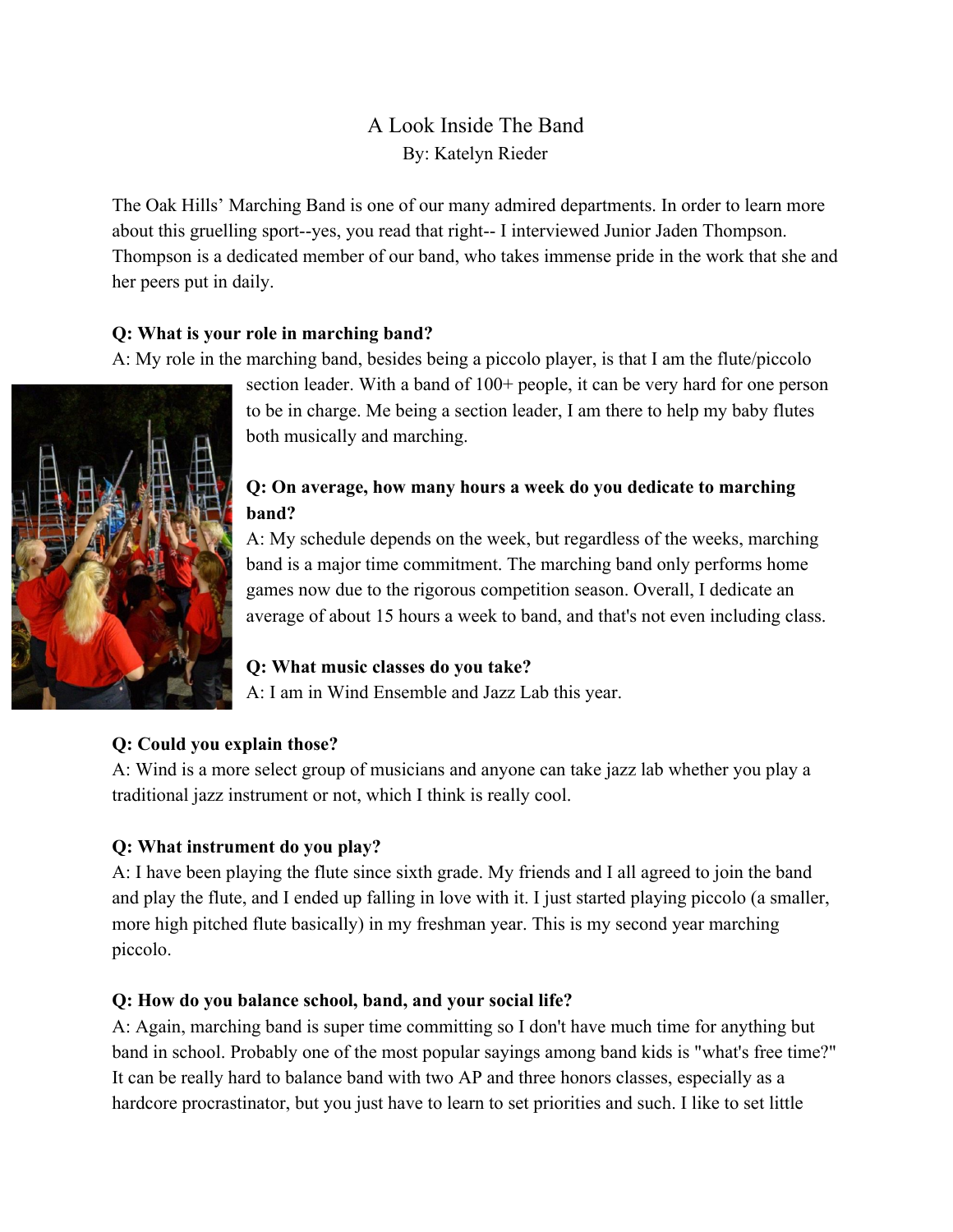# A Look Inside The Band

By: Katelyn Rieder

The Oak Hills' Marching Band is one of our many admired departments. In order to learn more about this gruelling sport--yes, you read that right-- I interviewed Junior Jaden Thompson. Thompson is a dedicated member of our band, who takes immense pride in the work that she and her peers put in daily.

**Q: What is your role in marching band?**

A: My role in the marching band, besides being a piccolo player, is that I am the flute/piccolo section leader. With a band of 100+ people, it can be very hard for one person to be in charge. Me being a section leader, I am there to help my baby flutes both musically and marching.

**Q: On average, how many hours a week do you dedicate to marching band?**

A: My schedule depends on the week, but regardless of the weeks, marching band is a major time commitment. The marching band only performs home games now due to the rigorous competition season. Overall, I dedicate an average of about 15 hours a week to band, and that's not even including class.

**Q: What music classes do you take?**

A: I am in Wind Ensemble and Jazz Lab this year.

**Q: Could you explain those?**

A: Wind is a more select group of musicians and anyone can take jazz lab whether you play a traditional jazz instrument or not, which I think is really cool.

**Q: What instrument do you play?**

A: I have been playing the flute since sixth grade. My friends and I all agreed to join the band and play the flute, and I ended up falling in love with it. I just started playing piccolo (a smaller, more high pitched flute basically) in my freshman year. This is my second year marching piccolo.

**Q: How do you balance school, band, and your social life?**

A: Again, marching band is super time committing so I don't have much time for anything but band in school. Probably one of the most popular sayings among band kids is "what's free time?" It can be really hard to balance band with two AP and three honors classes, especially as a hardcore procrastinator, but you just have to learn to set priorities and such. I like to set little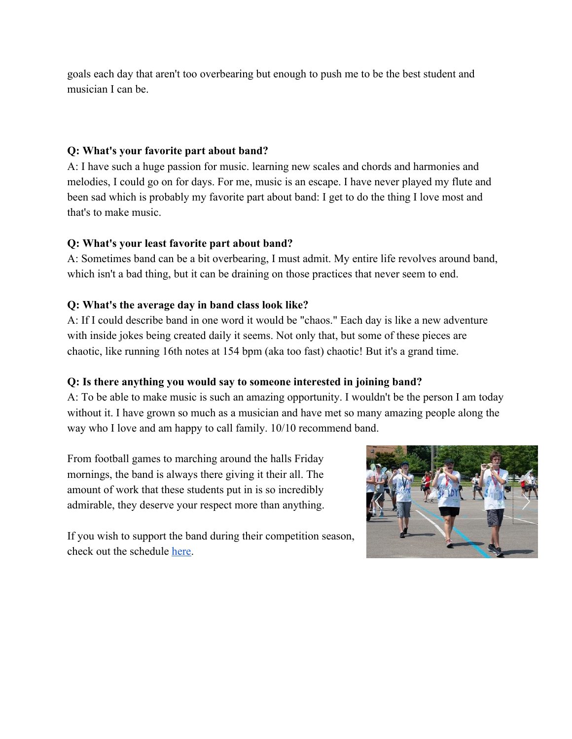goals each day that aren't too overbearing but enough to push me to be the best student and musician I can be.

**Q: What's your favorite part about band?**
A: I have such a huge passion for music. learning new scales and chords and harmonies and melodies, I could go on for days. For me, music is an escape. I have never played my flute and been sad which is probably my favorite part about band: I get to do the thing I love most and that's to make music.

**Q: What's your least favorite part about band?**
A: Sometimes band can be a bit overbearing, I must admit. My entire life revolves around band, which isn't a bad thing, but it can be draining on those practices that never seem to end.

**Q: What's the average day in band class look like?**
A: If I could describe band in one word it would be "chaos." Each day is like a new adventure with inside jokes being created daily it seems. Not only that, but some of these pieces are chaotic, like running 16th notes at 154 bpm (aka too fast) chaotic! But it's a grand time.

**Q: Is there anything you would say to someone interested in joining band?**
A: To be able to make music is such an amazing opportunity. I wouldn't be the person I am today without it. I have grown so much as a musician and have met so many amazing people along the way who I love and am happy to call family. 10/10 recommend band.

From football games to marching around the halls Friday mornings, the band is always there giving it their all. The amount of work that these students put in is so incredibly admirable, they deserve your respect more than anything.

If you wish to support the band during their competition season, check out the schedule [here](here).